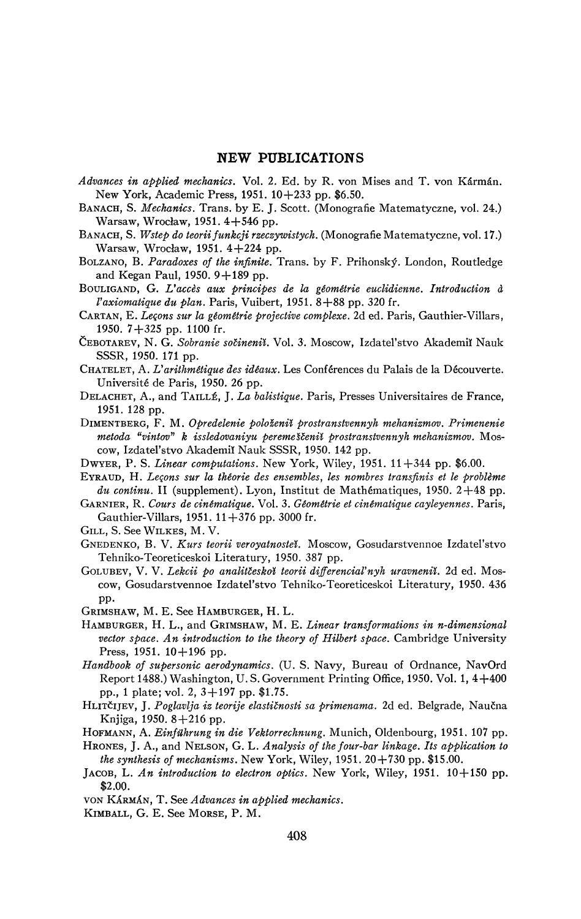## NEW PUBLICATIONS

*Advances in applied mechanics.* Vol. 2. Ed. by R. von Mises and T. von Kármán. New York, Academic Press, 1951. 10+233 pp. \$6.50.

Banach, S. *Mechanics.* Trans. by E. J. Scott. (Monografie Matematyczne, vol. 24.) Warsaw, Wrocław, 1951. 4+546 pp.

Banach, S. *Wstep do teorii funkcji rzeczywistych.* (Monografie Matematyczne, vol. 17.) Warsaw, Wrocław, 1951. 4+224 pp.

Bolzano, B. *Paradoxes of the infinite.* Trans. by F. Prihonský. London, Routledge and Kegan Paul, 1950. 9+189 pp.

Bouligand, G. *L'accès aux principes de la géométrie euclidienne. Introduction à l'axiomatique du plan.* Paris, Vuibert, 1951. 8+88 pp. 320 fr.

Cartan, E. *Leçons sur la géométrie projective complexe.* 2d ed. Paris, Gauthier-Villars, 1950. 7+325 pp. 1100 fr.

Čebotarev, N. G. *Sobranie sočineniĭ.* Vol. 3. Moscow, Izdatel'stvo Akademiĭ Nauk SSSR, 1950. 171 pp.

Chatelet, A. *L'arithmétique des idéaux.* Les Conférences du Palais de la Découverte. Université de Paris, 1950. 26 pp.

Delachet, A., and Taillé, J. *La balistique.* Paris, Presses Universitaires de France, 1951. 128 pp.

Dimentberg, F. M. *Opredelenie položeniĭ prostranstvennyh mehanizmov. Primenenie metoda "vintov" k issledovaniyu peremeščeniĭ prostranstvennyh mehanizmov.* Moscow, Izdatel'stvo Akademiĭ Nauk SSSR, 1950. 142 pp.

Dwyer, P. S. *Linear computations.* New York, Wiley, 1951. 11+344 pp. \$6.00.

Eyraud, H. *Leçons sur la théorie des ensembles, les nombres transfinis et le problème du continu.* II (supplement). Lyon, Institut de Mathématiques, 1950. 2+48 pp.

Garnier, R. *Cours de cinématique.* Vol. 3. *Géométrie et cinématique cayleyennes.* Paris, Gauthier-Villars, 1951. 11+376 pp. 3000 fr.

Gill, S. See Wilkes, M. V.

Gnedenko, B. V. *Kurs teorii veroyatnosteĭ.* Moscow, Gosudarstvennoe Izdatel'stvo Tehniko-Teoreticeskoi Literatury, 1950. 387 pp.

Golubev, V. V. *Lekcii po analitičeskoĭ teorii differencial'nyh uravneniĭ.* 2d ed. Moscow, Gosudarstvennoe Izdatel'stvo Tehniko-Teoreticeskoi Literatury, 1950. 436 pp.

Grimshaw, M. E. See Hamburger, H. L.

Hamburger, H. L., and Grimshaw, M. E. *Linear transformations in n-dimensional vector space. An introduction to the theory of Hilbert space.* Cambridge University Press, 1951. 10+196 pp.

*Handbook of supersonic aerodynamics.* (U. S. Navy, Bureau of Ordnance, NavOrd Report 1488.) Washington, U. S. Government Printing Office, 1950. Vol. 1, 4+400 pp., 1 plate; vol. 2, 3+197 pp. \$1.75.

Hlitčijev, J. *Poglavlja iz teorije elastičnosti sa primenama.* 2d ed. Belgrade, Naučna Knjiga, 1950. 8+216 pp.

Hofmann, A. *Einführung in die Vektorrechnung.* Munich, Oldenbourg, 1951. 107 pp.

Hrones, J. A., and Nelson, G. L. *Analysis of the four-bar linkage. Its application to the synthesis of mechanisms.* New York, Wiley, 1951. 20+730 pp. \$15.00.

Jacob, L. *An introduction to electron optics.* New York, Wiley, 1951. 10+150 pp. \$2.00.

von Kármán, T. See *Advances in applied mechanics.*

Kimball, G. E. See Morse, P. M.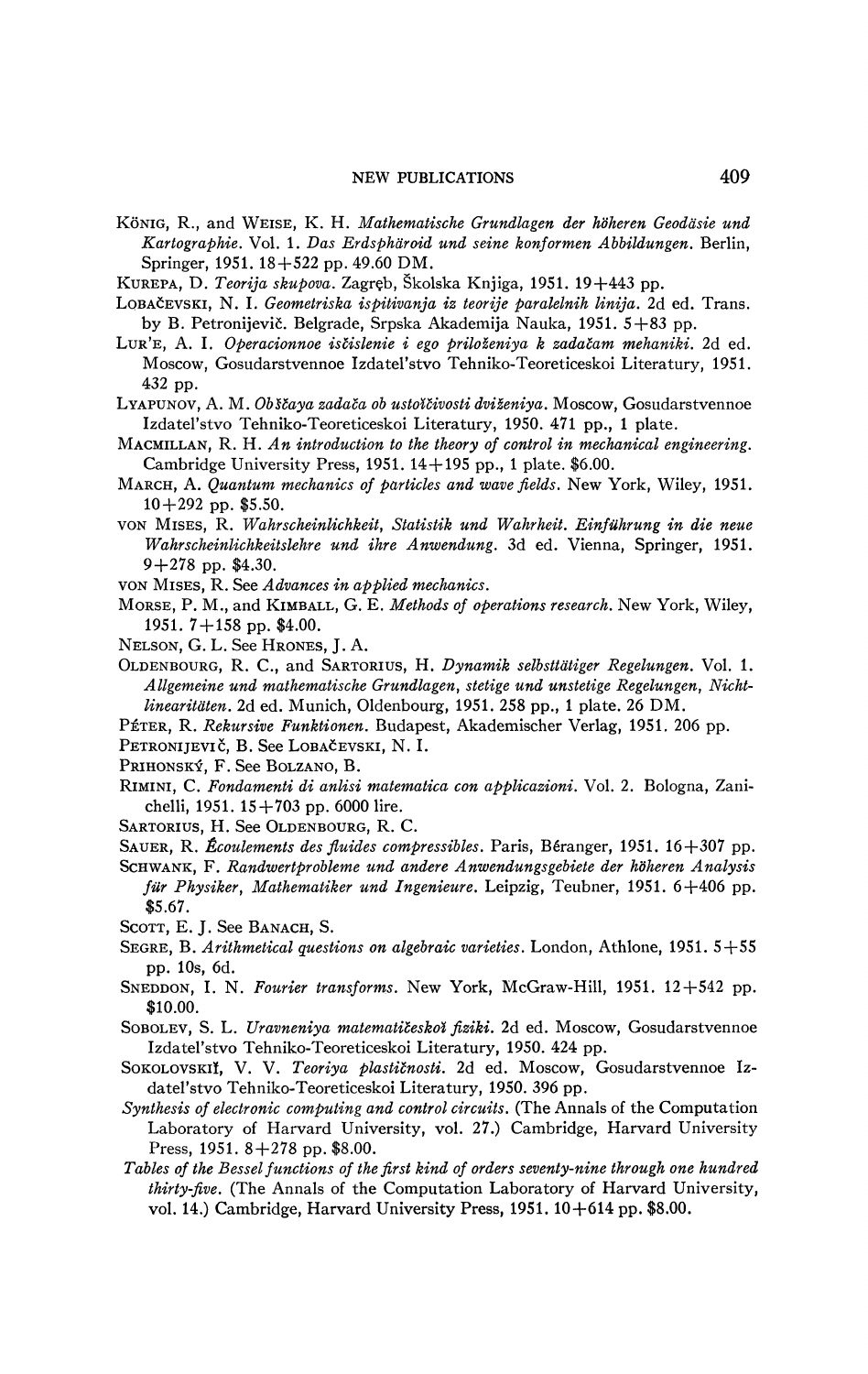KÖNIG, R., and WEISE, K. H. *Mathematische Grundlagen der höheren Geodäsie und Kartographie*. Vol. 1. *Das Erdsphäroid und seine konformen Abbildungen*. Berlin, Springer, 1951. 18+522 pp. 49.60 DM.

KUREPA, D. *Teorija skupova*. Zagręb, Školska Knjiga, 1951. 19+443 pp.

LOBAČEVSKI, N. I. *Geometriska ispitivanja iz teorije paralelnih linija*. 2d ed. Trans. by B. Petronijević. Belgrade, Srpska Akademija Nauka, 1951. 5+83 pp.

LUR'E, A. I. *Operacionnoe isčislenie i ego priloženiya k zadačam mehaniki*. 2d ed. Moscow, Gosudarstvennoe Izdatel'stvo Tehniko-Teoreticeskoi Literatury, 1951. 432 pp.

LYAPUNOV, A. M. *Obščaya zadača ob ustoičivosti dviženiya*. Moscow, Gosudarstvennoe Izdatel'stvo Tehniko-Teoreticeskoi Literatury, 1950. 471 pp., 1 plate.

MACMILLAN, R. H. *An introduction to the theory of control in mechanical engineering*. Cambridge University Press, 1951. 14+195 pp., 1 plate. $6.00.

MARCH, A. *Quantum mechanics of particles and wave fields*. New York, Wiley, 1951. 10+292 pp. $5.50.

VON MISES, R. *Wahrscheinlichkeit, Statistik und Wahrheit. Einführung in die neue Wahrscheinlichkeitslehre und ihre Anwendung*. 3d ed. Vienna, Springer, 1951. 9+278 pp. $4.30.

VON MISES, R. See *Advances in applied mechanics*.

MORSE, P. M., and KIMBALL, G. E. *Methods of operations research*. New York, Wiley, 1951. 7+158 pp. $4.00.

NELSON, G. L. See HRONES, J. A.

OLDENBOURG, R. C., and SARTORIUS, H. *Dynamik selbsttätiger Regelungen*. Vol. 1. *Allgemeine und mathematische Grundlagen, stetige und unstetige Regelungen, Nichtlinearitäten*. 2d ed. Munich, Oldenbourg, 1951. 258 pp., 1 plate. 26 DM.

PÉTER, R. *Rekursive Funktionen*. Budapest, Akademischer Verlag, 1951. 206 pp.

PETRONIJEVIČ, B. See LOBAČEVSKI, N. I.

PRIHONSKÝ, F. See BOLZANO, B.

RIMINI, C. *Fondamenti di anlisi matematica con applicazioni*. Vol. 2. Bologna, Zanichelli, 1951. 15+703 pp. 6000 lire.

SARTORIUS, H. See OLDENBOURG, R. C.

SAUER, R. *Écoulements des fluides compressibles*. Paris, Béranger, 1951. 16+307 pp.

SCHWANK, F. *Randwertprobleme und andere Anwendungsgebiete der höheren Analysis für Physiker, Mathematiker und Ingenieure*. Leipzig, Teubner, 1951. 6+406 pp. $5.67.

SCOTT, E. J. See BANACH, S.

SEGRE, B. *Arithmetical questions on algebraic varieties*. London, Athlone, 1951. 5+55 pp. 10s, 6d.

SNEDDON, I. N. *Fourier transforms*. New York, McGraw-Hill, 1951. 12+542 pp. $10.00.

SOBOLEV, S. L. *Uravneniya matematičeskoĭ fiziki*. 2d ed. Moscow, Gosudarstvennoe Izdatel'stvo Tehniko-Teoreticeskoi Literatury, 1950. 424 pp.

SOKOLOVSKIĬ, V. V. *Teoriya plastičnosti*. 2d ed. Moscow, Gosudarstvennoe Izdatel'stvo Tehniko-Teoreticeskoi Literatury, 1950. 396 pp.

*Synthesis of electronic computing and control circuits*. (The Annals of the Computation Laboratory of Harvard University, vol. 27.) Cambridge, Harvard University Press, 1951. 8+278 pp. $8.00.

*Tables of the Bessel functions of the first kind of orders seventy-nine through one hundred thirty-five*. (The Annals of the Computation Laboratory of Harvard University, vol. 14.) Cambridge, Harvard University Press, 1951. 10+614 pp. $8.00.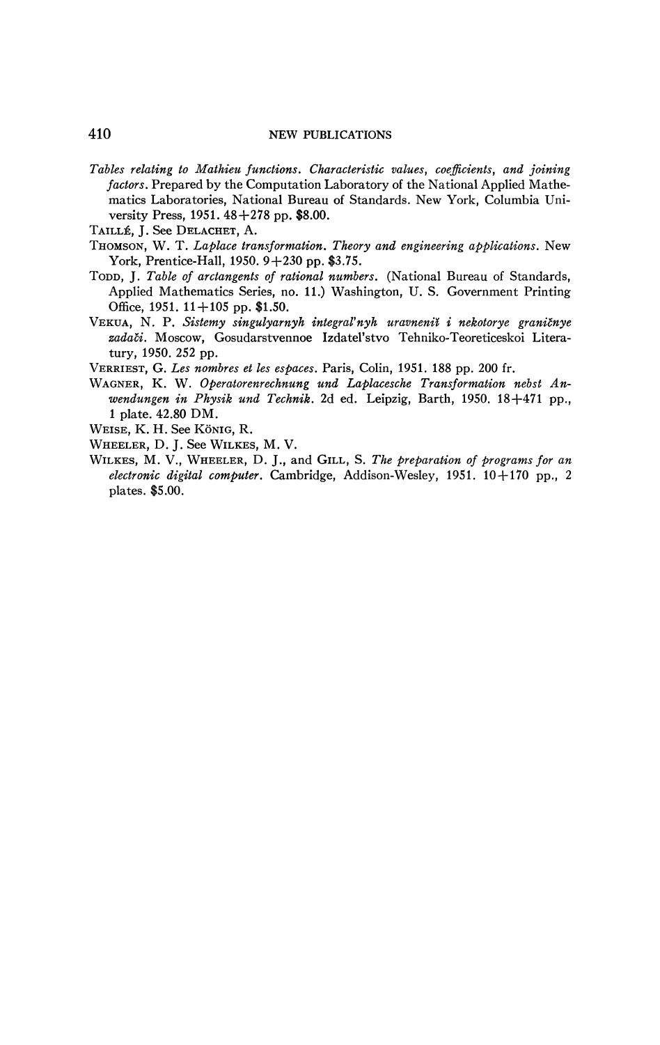*Tables relating to Mathieu functions. Characteristic values, coefficients, and joining factors.* Prepared by the Computation Laboratory of the National Applied Mathematics Laboratories, National Bureau of Standards. New York, Columbia University Press, 1951. 48+278 pp. $8.00.

TAILLÉ, J. See DELACHET, A.

THOMSON, W. T. *Laplace transformation. Theory and engineering applications.* New York, Prentice-Hall, 1950. 9+230 pp. $3.75.

TODD, J. *Table of arctangents of rational numbers.* (National Bureau of Standards, Applied Mathematics Series, no. 11.) Washington, U. S. Government Printing Office, 1951. 11+105 pp. $1.50.

VEKUA, N. P. *Sistemy singulyarnyh integral'nyh uravnenii i nekotorye graničnye zadači.* Moscow, Gosudarstvennoe Izdatel'stvo Tehniko-Teoreticeskoi Literatury, 1950. 252 pp.

VERRIEST, G. *Les nombres et les espaces.* Paris, Colin, 1951. 188 pp. 200 fr.

WAGNER, K. W. *Operatorenrechnung und Laplacesche Transformation nebst Anwendungen in Physik und Technik.* 2d ed. Leipzig, Barth, 1950. 18+471 pp., 1 plate. 42.80 DM.

WEISE, K. H. See KÖNIG, R.

WHEELER, D. J. See WILKES, M. V.

WILKES, M. V., WHEELER, D. J., and GILL, S. *The preparation of programs for an electronic digital computer.* Cambridge, Addison-Wesley, 1951. 10+170 pp., 2 plates. $5.00.